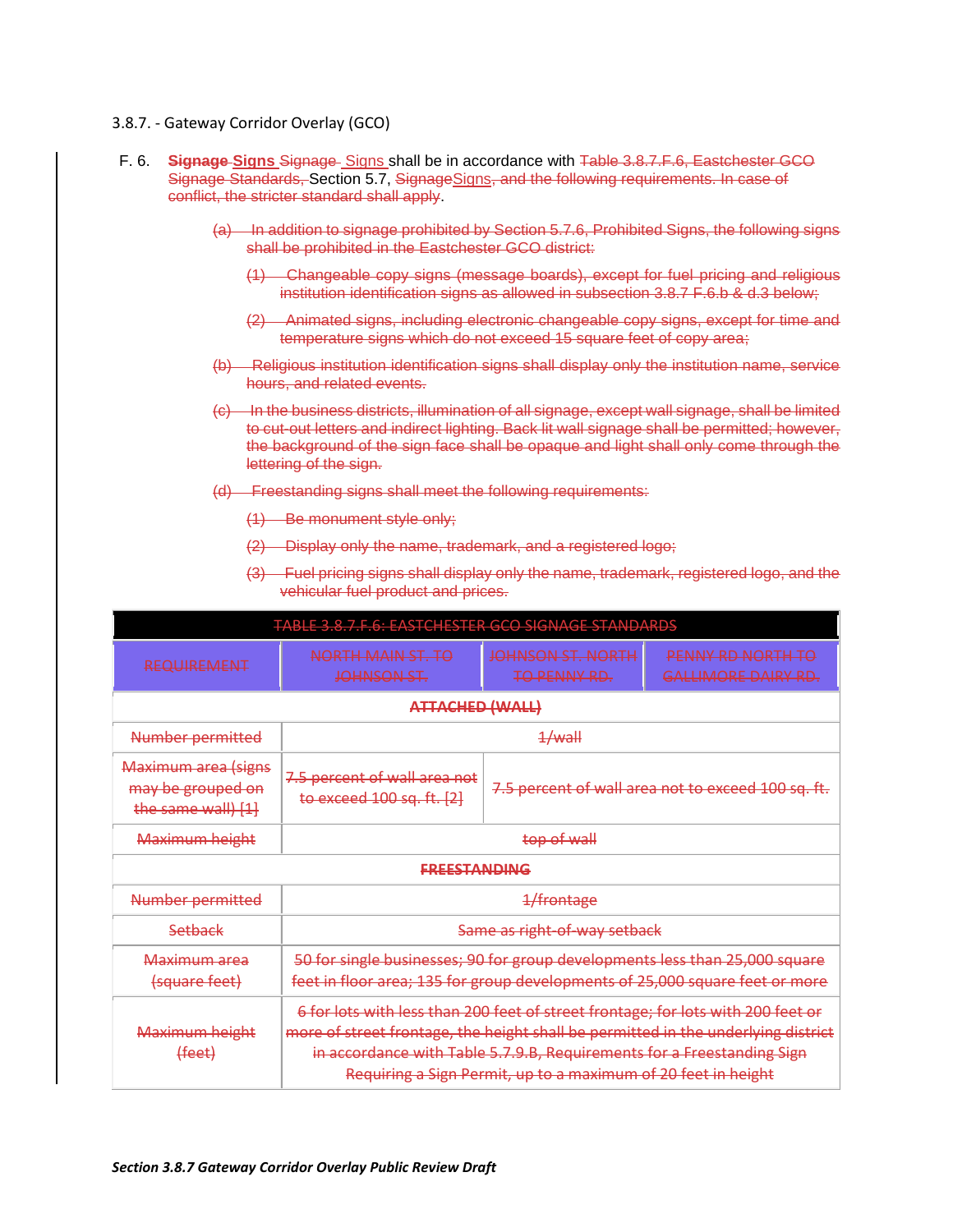3.8.7. - Gateway Corridor Overlay (GCO)

F. 6. ~~**Signage**~~ **Signs** ~~Signage~~ Signs shall be in accordance with ~~Table 3.8.7.F.6, Eastchester GCO Signage Standards,~~ Section 5.7, ~~Signage~~Signs~~, and the following requirements. In case of conflict, the stricter standard shall apply~~.

~~(a) In addition to signage prohibited by Section 5.7.6, Prohibited Signs, the following signs shall be prohibited in the Eastchester GCO district:~~

~~(1) Changeable copy signs (message boards), except for fuel pricing and religious institution identification signs as allowed in subsection 3.8.7 F.6.b & d.3 below;~~

~~(2) Animated signs, including electronic changeable copy signs, except for time and temperature signs which do not exceed 15 square feet of copy area;~~

~~(b) Religious institution identification signs shall display only the institution name, service hours, and related events.~~

~~(c) In the business districts, illumination of all signage, except wall signage, shall be limited to cut-out letters and indirect lighting. Back lit wall signage shall be permitted; however, the background of the sign face shall be opaque and light shall only come through the lettering of the sign.~~

~~(d) Freestanding signs shall meet the following requirements:~~

~~(1) Be monument style only;~~

~~(2) Display only the name, trademark, and a registered logo;~~

~~(3) Fuel pricing signs shall display only the name, trademark, registered logo, and the vehicular fuel product and prices.~~

| ~~TABLE 3.8.7.F.6: EASTCHESTER GCO SIGNAGE STANDARDS~~ | | | |
|---|---|---|---|
| ~~REQUIREMENT~~ | ~~NORTH MAIN ST. TO JOHNSON ST.~~ | ~~JOHNSON ST. NORTH TO PENNY RD.~~ | ~~PENNY RD NORTH TO GALLIMORE DAIRY RD.~~ |
| ~~**ATTACHED (WALL)**~~ | | | |
| ~~Number permitted~~ | ~~1/wall~~ | | |
| ~~Maximum area (signs may be grouped on the same wall) [1]~~ | ~~7.5 percent of wall area not to exceed 100 sq. ft. [2]~~ | ~~7.5 percent of wall area not to exceed 100 sq. ft.~~ | |
| ~~Maximum height~~ | ~~top of wall~~ | | |
| ~~**FREESTANDING**~~ | | | |
| ~~Number permitted~~ | ~~1/frontage~~ | | |
| ~~Setback~~ | ~~Same as right-of-way setback~~ | | |
| ~~Maximum area (square feet)~~ | ~~50 for single businesses; 90 for group developments less than 25,000 square feet in floor area; 135 for group developments of 25,000 square feet or more~~ | | |
| ~~Maximum height (feet)~~ | ~~6 for lots with less than 200 feet of street frontage; for lots with 200 feet or more of street frontage, the height shall be permitted in the underlying district in accordance with Table 5.7.9.B, Requirements for a Freestanding Sign Requiring a Sign Permit, up to a maximum of 20 feet in height~~ | | |

*Section 3.8.7 Gateway Corridor Overlay Public Review Draft*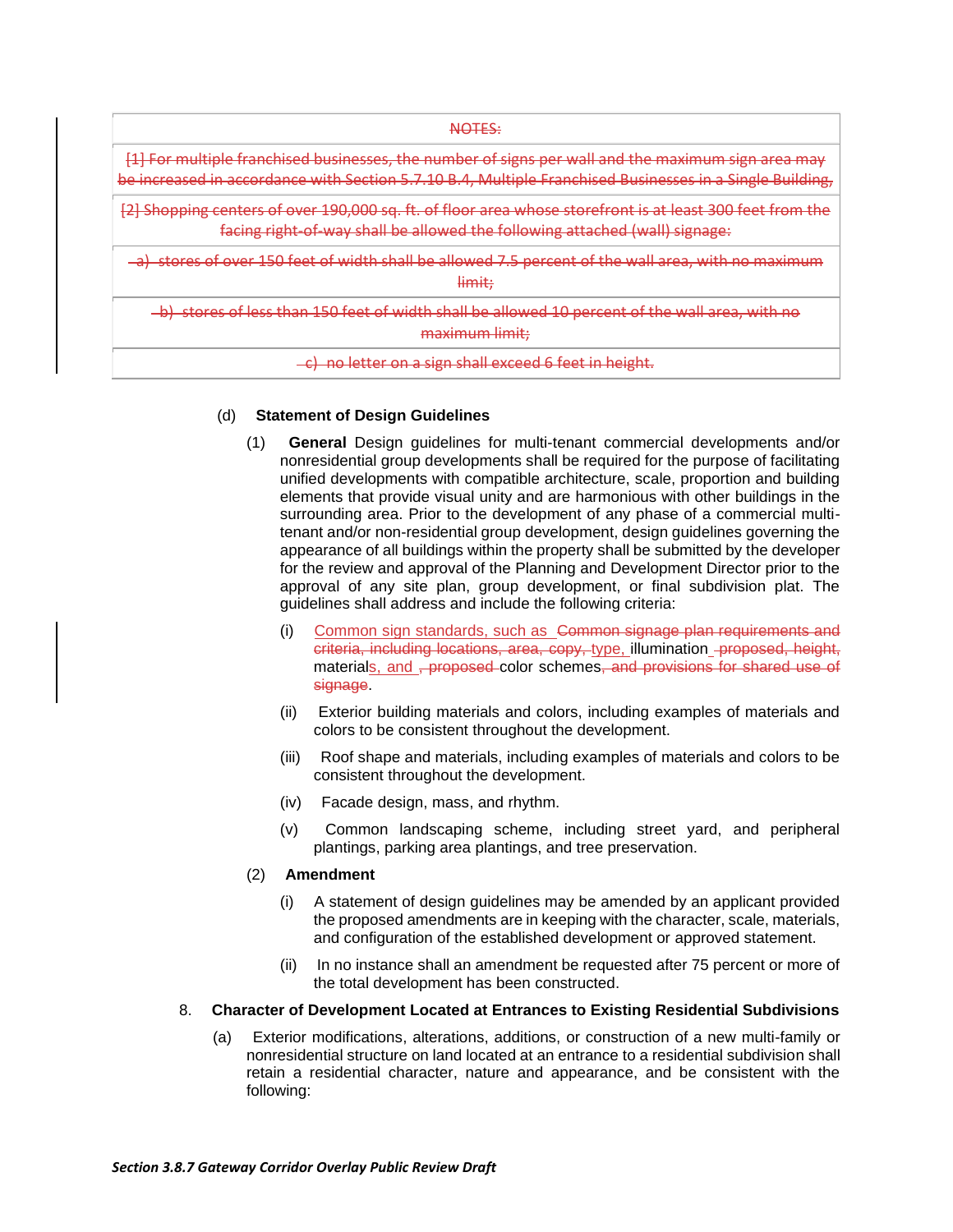| NOTES: |
|---|
| [1] For multiple franchised businesses, the number of signs per wall and the maximum sign area may be increased in accordance with Section 5.7.10 B.4, Multiple Franchised Businesses in a Single Building, |
| [2] Shopping centers of over 190,000 sq. ft. of floor area whose storefront is at least 300 feet from the facing right-of-way shall be allowed the following attached (wall) signage: |
| a) stores of over 150 feet of width shall be allowed 7.5 percent of the wall area, with no maximum limit; |
| b) stores of less than 150 feet of width shall be allowed 10 percent of the wall area, with no maximum limit; |
| c) no letter on a sign shall exceed 6 feet in height. |

(d) **Statement of Design Guidelines**

(1) **General** Design guidelines for multi-tenant commercial developments and/or nonresidential group developments shall be required for the purpose of facilitating unified developments with compatible architecture, scale, proportion and building elements that provide visual unity and are harmonious with other buildings in the surrounding area. Prior to the development of any phase of a commercial multi-tenant and/or non-residential group development, design guidelines governing the appearance of all buildings within the property shall be submitted by the developer for the review and approval of the Planning and Development Director prior to the approval of any site plan, group development, or final subdivision plat. The guidelines shall address and include the following criteria:

(i) Common sign standards, such as Common signage plan requirements and criteria, including locations, area, copy, type, illumination proposed, height, materials, and , proposed color schemes, and provisions for shared use of signage.

(ii) Exterior building materials and colors, including examples of materials and colors to be consistent throughout the development.

(iii) Roof shape and materials, including examples of materials and colors to be consistent throughout the development.

(iv) Facade design, mass, and rhythm.

(v) Common landscaping scheme, including street yard, and peripheral plantings, parking area plantings, and tree preservation.

(2) **Amendment**

(i) A statement of design guidelines may be amended by an applicant provided the proposed amendments are in keeping with the character, scale, materials, and configuration of the established development or approved statement.

(ii) In no instance shall an amendment be requested after 75 percent or more of the total development has been constructed.

8. **Character of Development Located at Entrances to Existing Residential Subdivisions**

(a) Exterior modifications, alterations, additions, or construction of a new multi-family or nonresidential structure on land located at an entrance to a residential subdivision shall retain a residential character, nature and appearance, and be consistent with the following: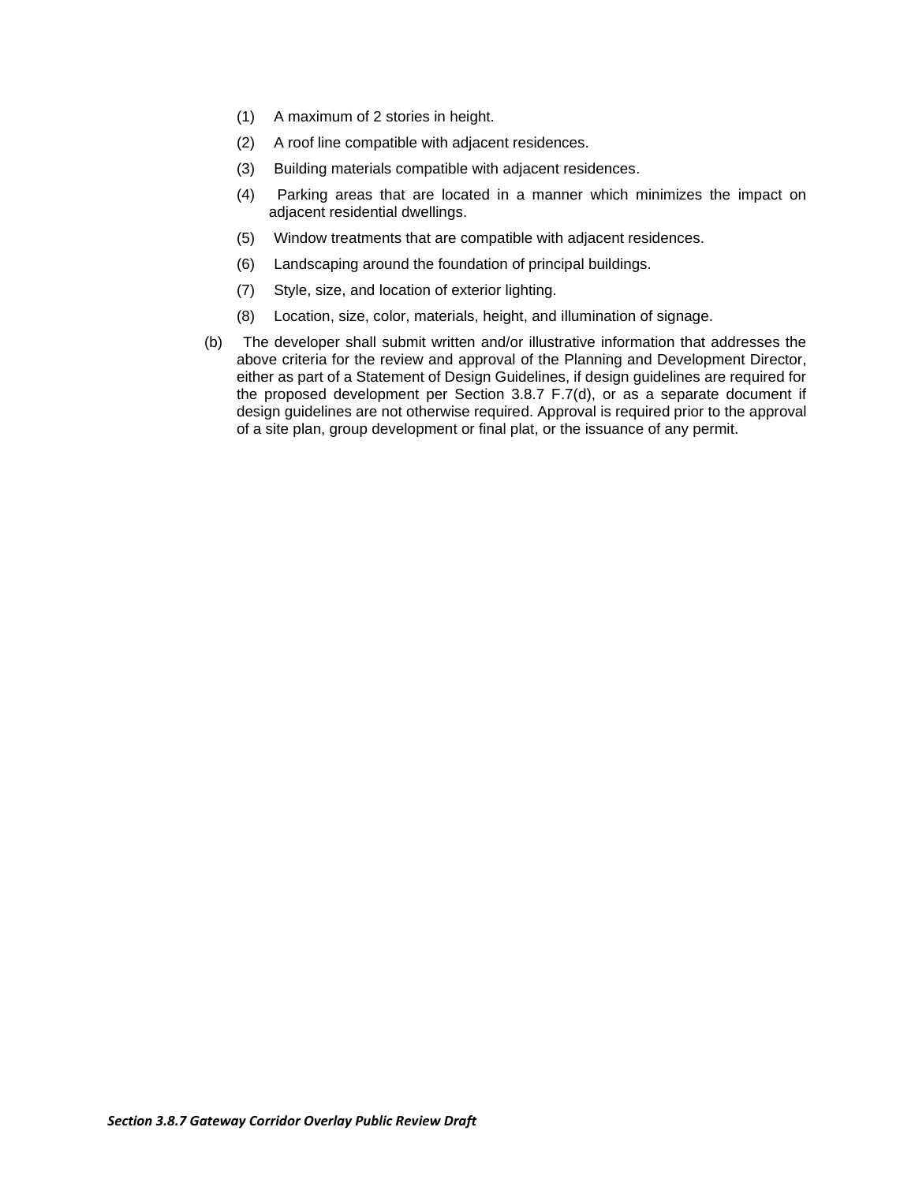(1) A maximum of 2 stories in height.

(2) A roof line compatible with adjacent residences.

(3) Building materials compatible with adjacent residences.

(4) Parking areas that are located in a manner which minimizes the impact on adjacent residential dwellings.

(5) Window treatments that are compatible with adjacent residences.

(6) Landscaping around the foundation of principal buildings.

(7) Style, size, and location of exterior lighting.

(8) Location, size, color, materials, height, and illumination of signage.

(b) The developer shall submit written and/or illustrative information that addresses the above criteria for the review and approval of the Planning and Development Director, either as part of a Statement of Design Guidelines, if design guidelines are required for the proposed development per Section 3.8.7 F.7(d), or as a separate document if design guidelines are not otherwise required. Approval is required prior to the approval of a site plan, group development or final plat, or the issuance of any permit.